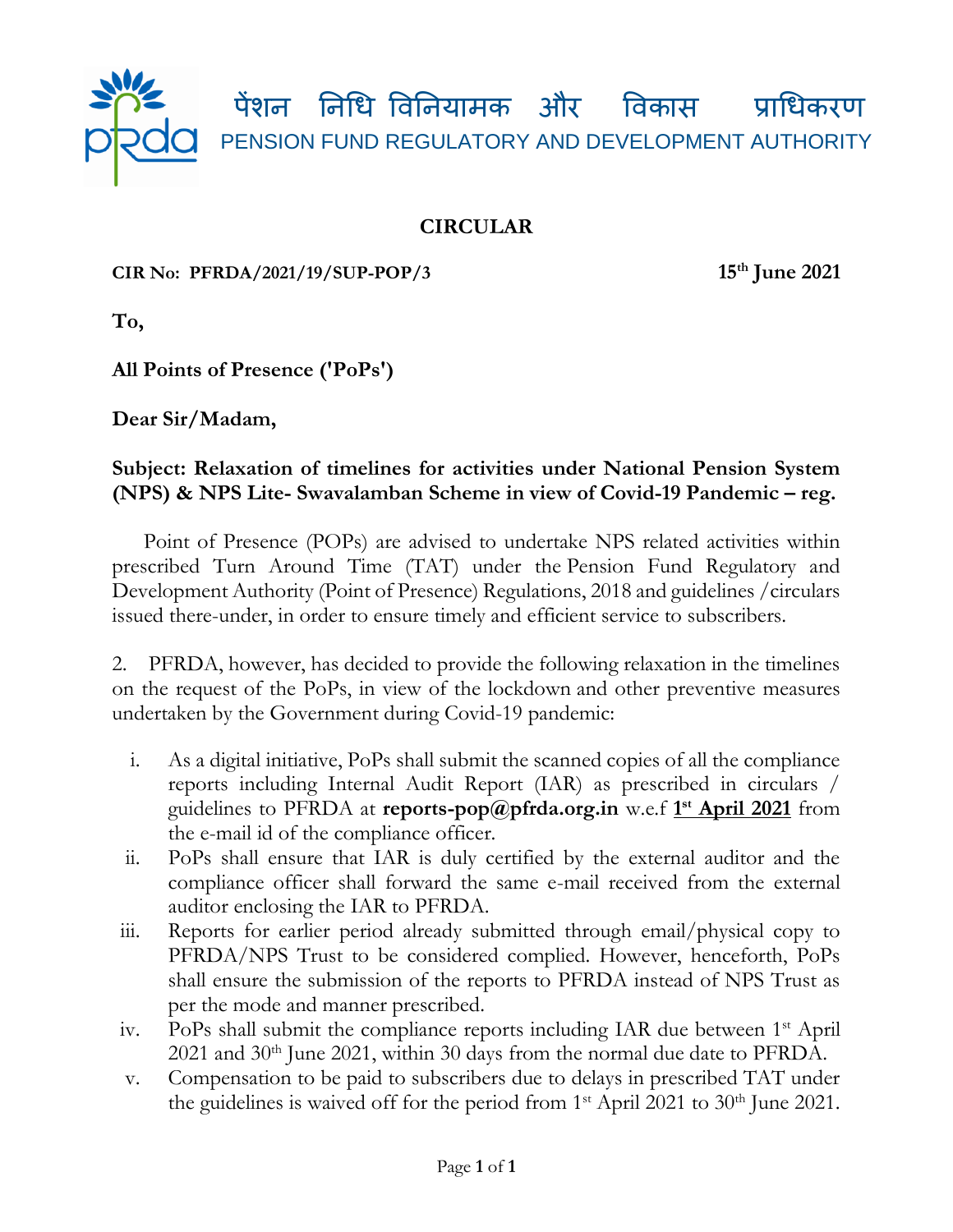पेंशन निधि विनियामक और विकास प्राधिकरण

PENSION FUND REGULATORY AND DEVELOPMENT AUTHORITY

# CIRCULAR

**CIR No: PFRDA/2021/19/SUP-POP/3** **15th June 2021**

**To,**

**All Points of Presence ('PoPs')**

**Dear Sir/Madam,**

**Subject: Relaxation of timelines for activities under National Pension System (NPS) & NPS Lite- Swavalamban Scheme in view of Covid-19 Pandemic – reg.**

Point of Presence (POPs) are advised to undertake NPS related activities within prescribed Turn Around Time (TAT) under the Pension Fund Regulatory and Development Authority (Point of Presence) Regulations, 2018 and guidelines /circulars issued there-under, in order to ensure timely and efficient service to subscribers.

2. PFRDA, however, has decided to provide the following relaxation in the timelines on the request of the PoPs, in view of the lockdown and other preventive measures undertaken by the Government during Covid-19 pandemic:

i. As a digital initiative, PoPs shall submit the scanned copies of all the compliance reports including Internal Audit Report (IAR) as prescribed in circulars / guidelines to PFRDA at **reports-pop@pfrda.org.in** w.e.f **1st April 2021** from the e-mail id of the compliance officer.

ii. PoPs shall ensure that IAR is duly certified by the external auditor and the compliance officer shall forward the same e-mail received from the external auditor enclosing the IAR to PFRDA.

iii. Reports for earlier period already submitted through email/physical copy to PFRDA/NPS Trust to be considered complied. However, henceforth, PoPs shall ensure the submission of the reports to PFRDA instead of NPS Trust as per the mode and manner prescribed.

iv. PoPs shall submit the compliance reports including IAR due between 1st April 2021 and 30th June 2021, within 30 days from the normal due date to PFRDA.

v. Compensation to be paid to subscribers due to delays in prescribed TAT under the guidelines is waived off for the period from 1st April 2021 to 30th June 2021.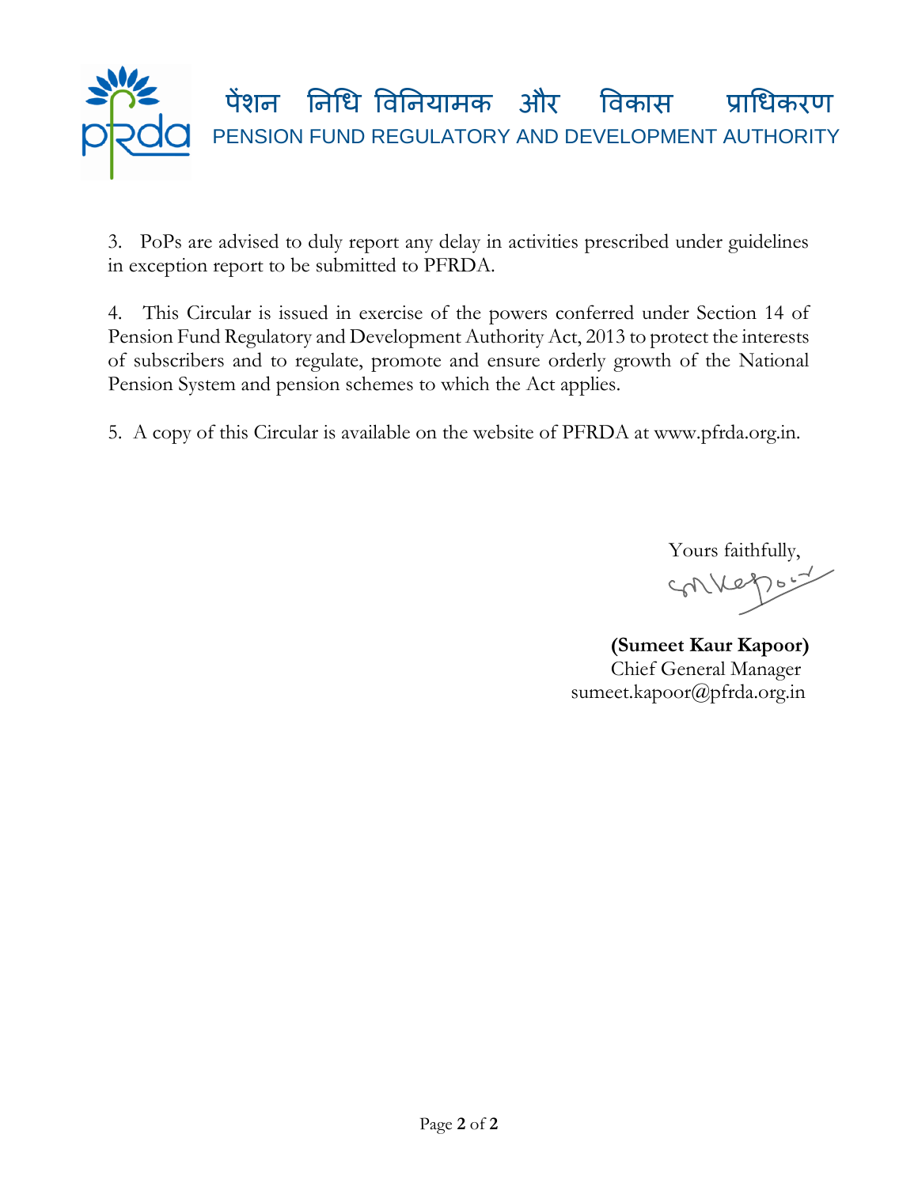3. PoPs are advised to duly report any delay in activities prescribed under guidelines in exception report to be submitted to PFRDA.

4. This Circular is issued in exercise of the powers conferred under Section 14 of Pension Fund Regulatory and Development Authority Act, 2013 to protect the interests of subscribers and to regulate, promote and ensure orderly growth of the National Pension System and pension schemes to which the Act applies.

5. A copy of this Circular is available on the website of PFRDA at www.pfrda.org.in.

Yours faithfully,

**(Sumeet Kaur Kapoor)**
Chief General Manager
sumeet.kapoor@pfrda.org.in